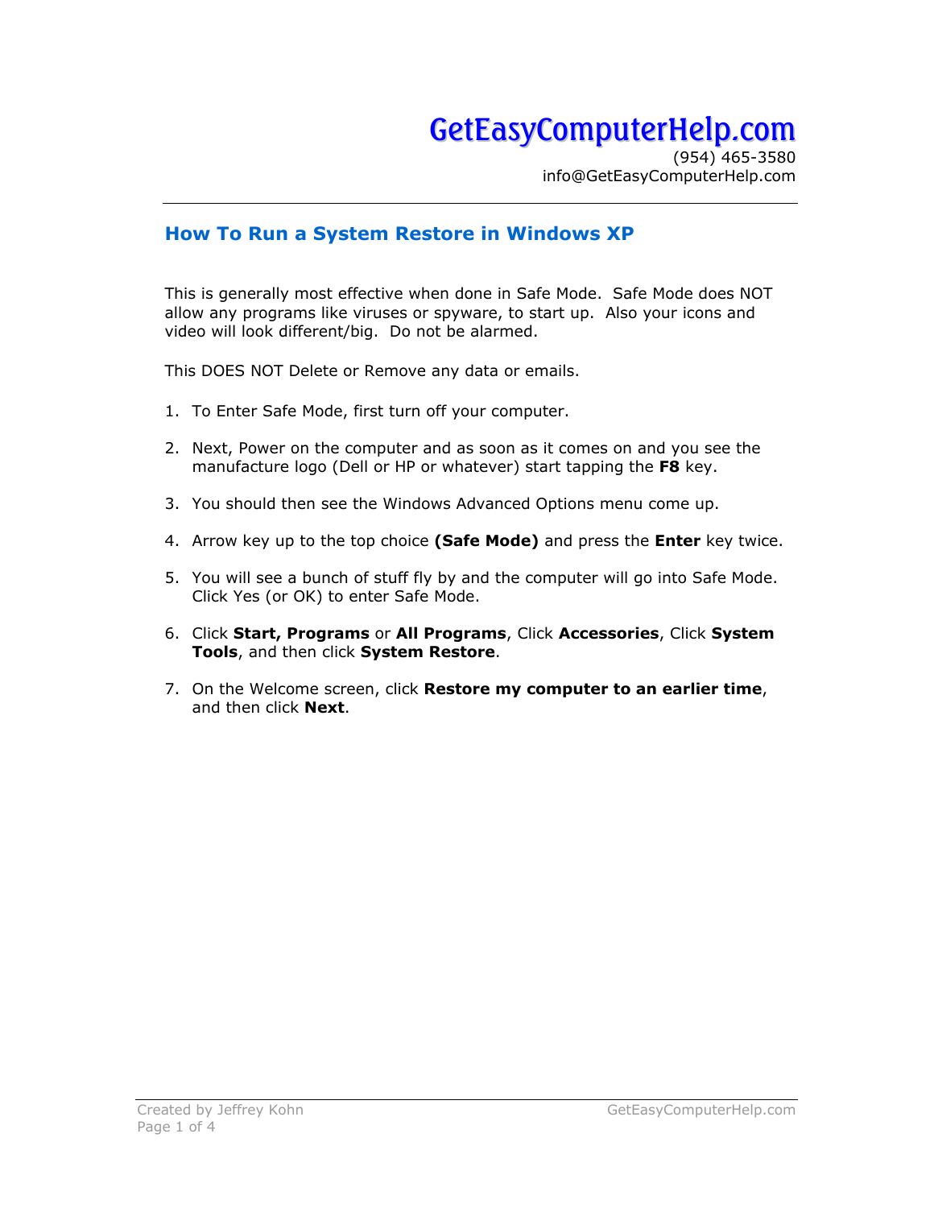# GetEasyComputerHelp.com

(954) 465-3580
info@GetEasyComputerHelp.com

---

## How To Run a System Restore in Windows XP

This is generally most effective when done in Safe Mode. Safe Mode does NOT allow any programs like viruses or spyware, to start up. Also your icons and video will look different/big. Do not be alarmed.

This DOES NOT Delete or Remove any data or emails.

1. To Enter Safe Mode, first turn off your computer.
2. Next, Power on the computer and as soon as it comes on and you see the manufacture logo (Dell or HP or whatever) start tapping the **F8** key.
3. You should then see the Windows Advanced Options menu come up.
4. Arrow key up to the top choice **(Safe Mode)** and press the **Enter** key twice.
5. You will see a bunch of stuff fly by and the computer will go into Safe Mode. Click Yes (or OK) to enter Safe Mode.
6. Click **Start, Programs** or **All Programs**, Click **Accessories**, Click **System Tools**, and then click **System Restore**.
7. On the Welcome screen, click **Restore my computer to an earlier time**, and then click **Next**.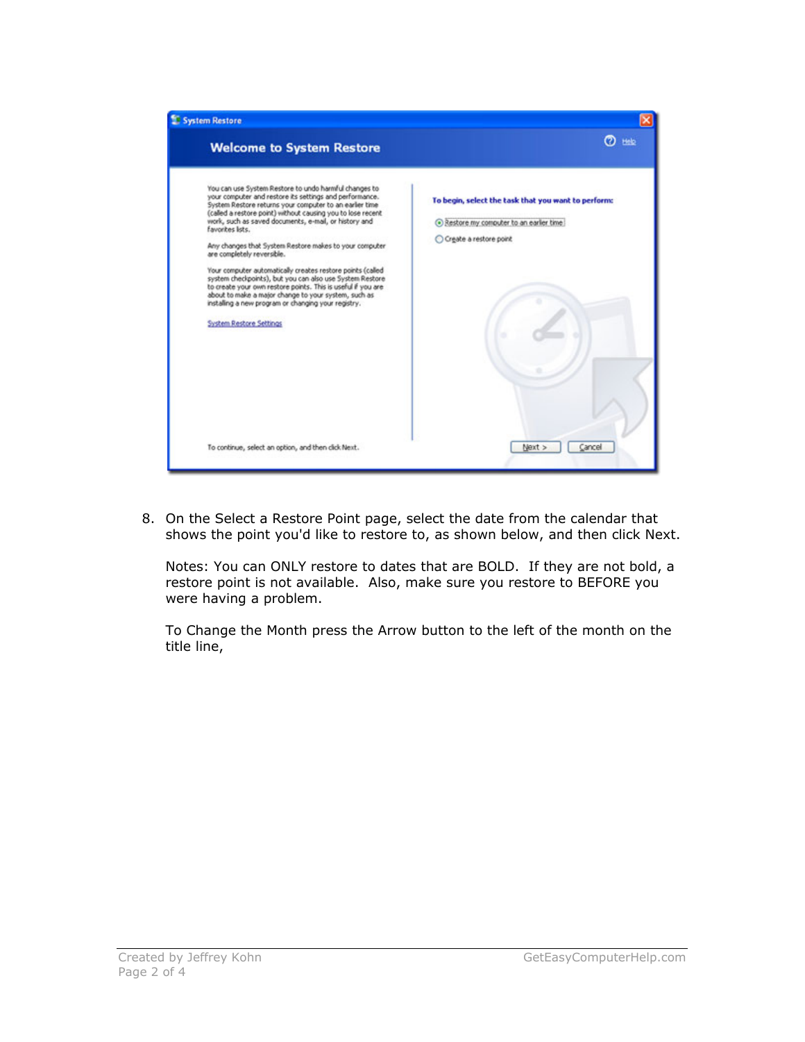8. On the Select a Restore Point page, select the date from the calendar that shows the point you'd like to restore to, as shown below, and then click Next.

   Notes: You can ONLY restore to dates that are BOLD. If they are not bold, a restore point is not available. Also, make sure you restore to BEFORE you were having a problem.

   To Change the Month press the Arrow button to the left of the month on the title line,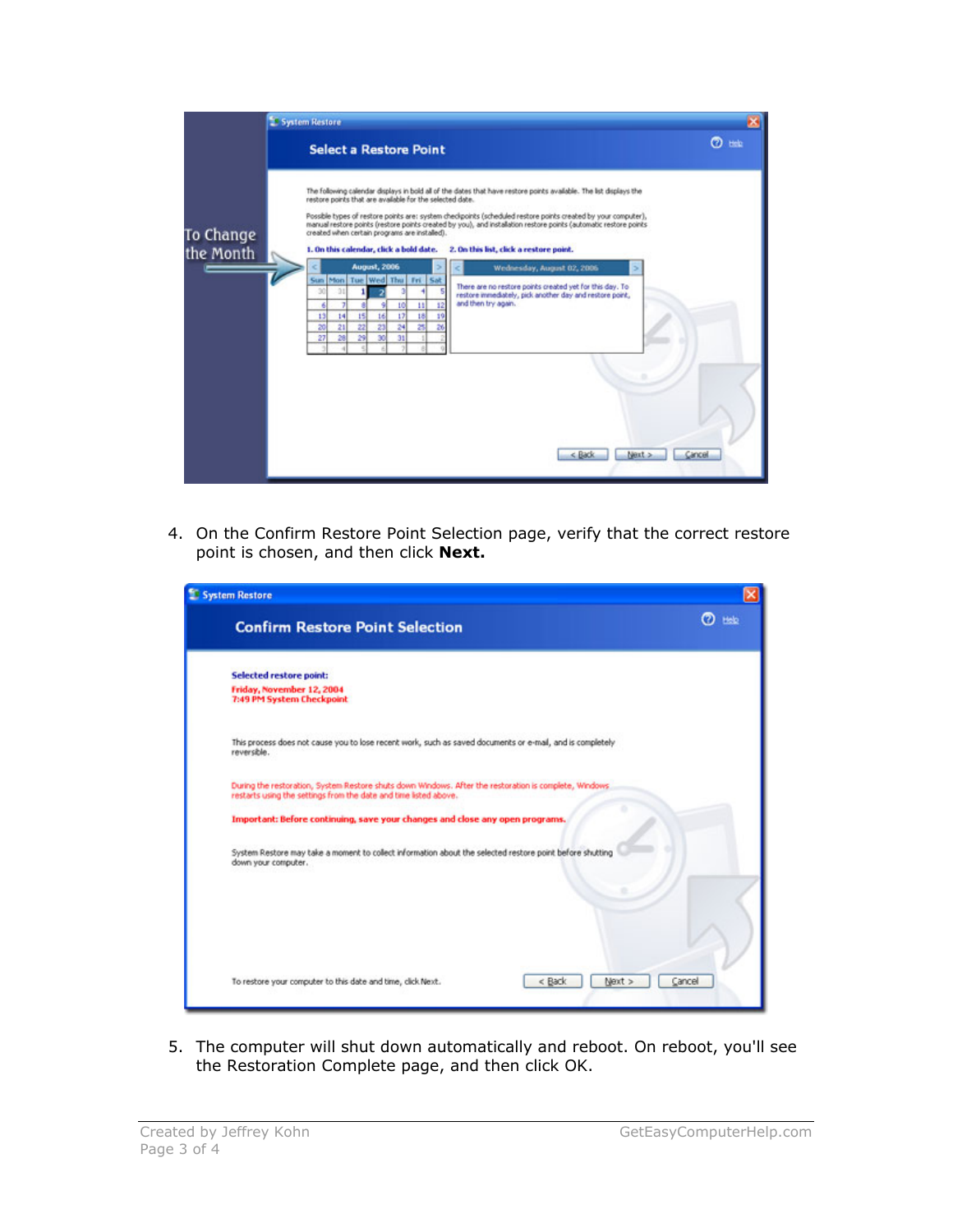4. On the Confirm Restore Point Selection page, verify that the correct restore point is chosen, and then click **Next.**

5. The computer will shut down automatically and reboot. On reboot, you'll see the Restoration Complete page, and then click OK.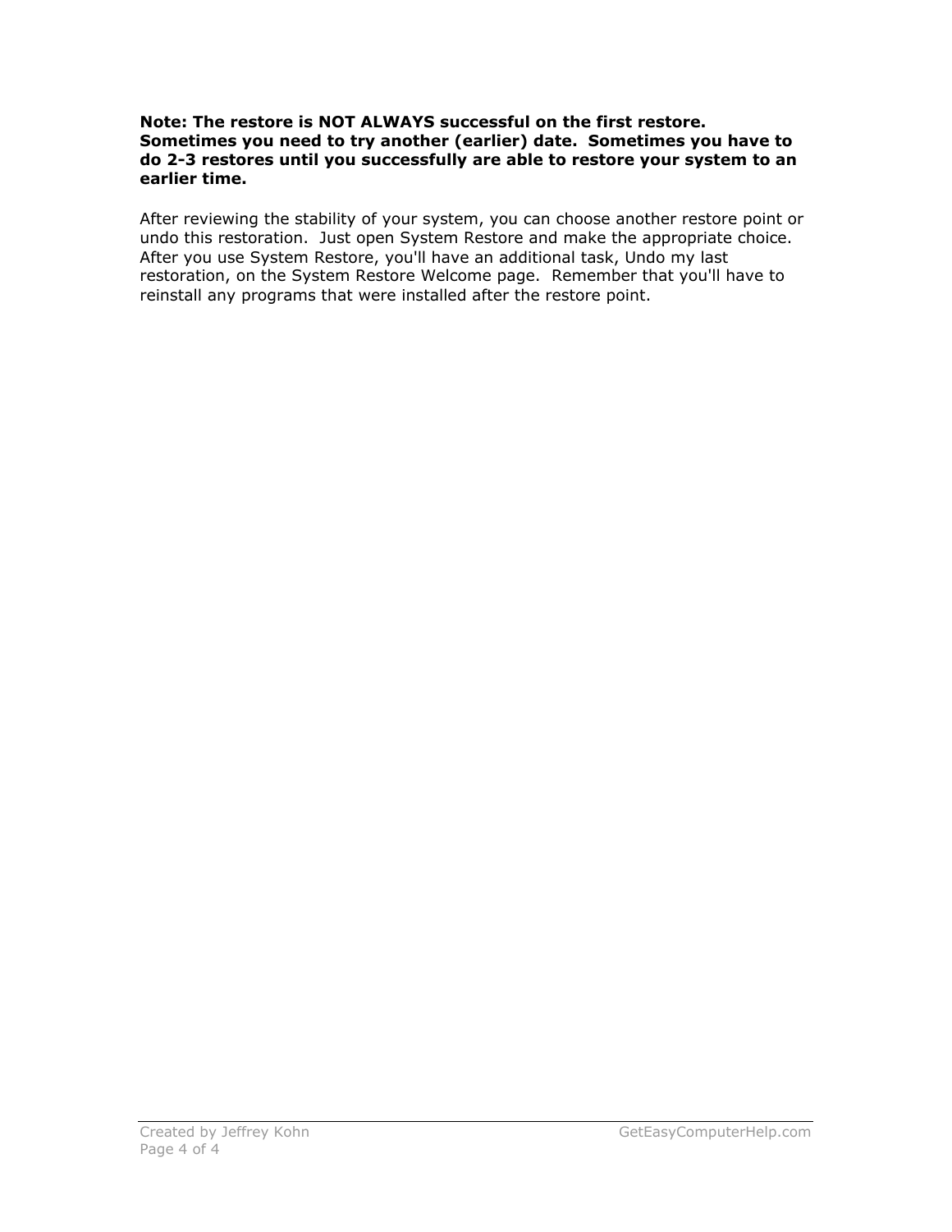**Note: The restore is NOT ALWAYS successful on the first restore. Sometimes you need to try another (earlier) date. Sometimes you have to do 2-3 restores until you successfully are able to restore your system to an earlier time.**

After reviewing the stability of your system, you can choose another restore point or undo this restoration. Just open System Restore and make the appropriate choice. After you use System Restore, you'll have an additional task, Undo my last restoration, on the System Restore Welcome page. Remember that you'll have to reinstall any programs that were installed after the restore point.